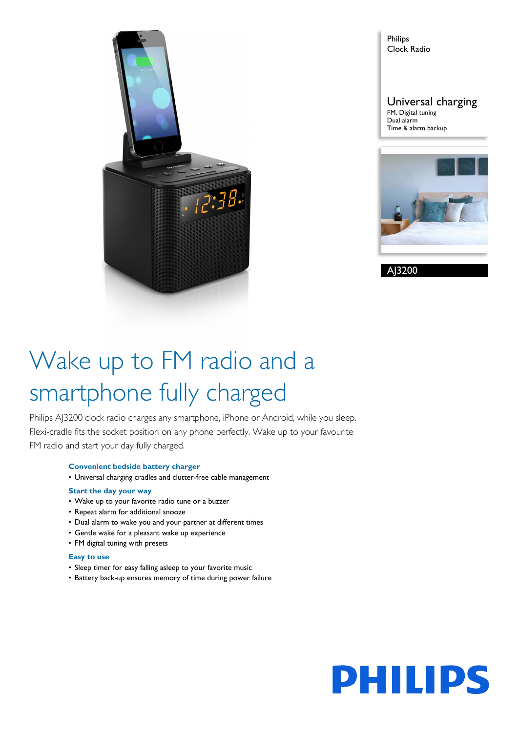Philips
Clock Radio

## Universal charging

FM, Digital tuning
Dual alarm
Time & alarm backup

AJ3200

# Wake up to FM radio and a smartphone fully charged

Philips AJ3200 clock radio charges any smartphone, iPhone or Android, while you sleep. Flexi-cradle fits the socket position on any phone perfectly. Wake up to your favourite FM radio and start your day fully charged.

### Convenient bedside battery charger

- Universal charging cradles and clutter-free cable management

### Start the day your way

- Wake up to your favorite radio tune or a buzzer
- Repeat alarm for additional snooze
- Dual alarm to wake you and your partner at different times
- Gentle wake for a pleasant wake up experience
- FM digital tuning with presets

### Easy to use

- Sleep timer for easy falling asleep to your favorite music
- Battery back-up ensures memory of time during power failure

PHILIPS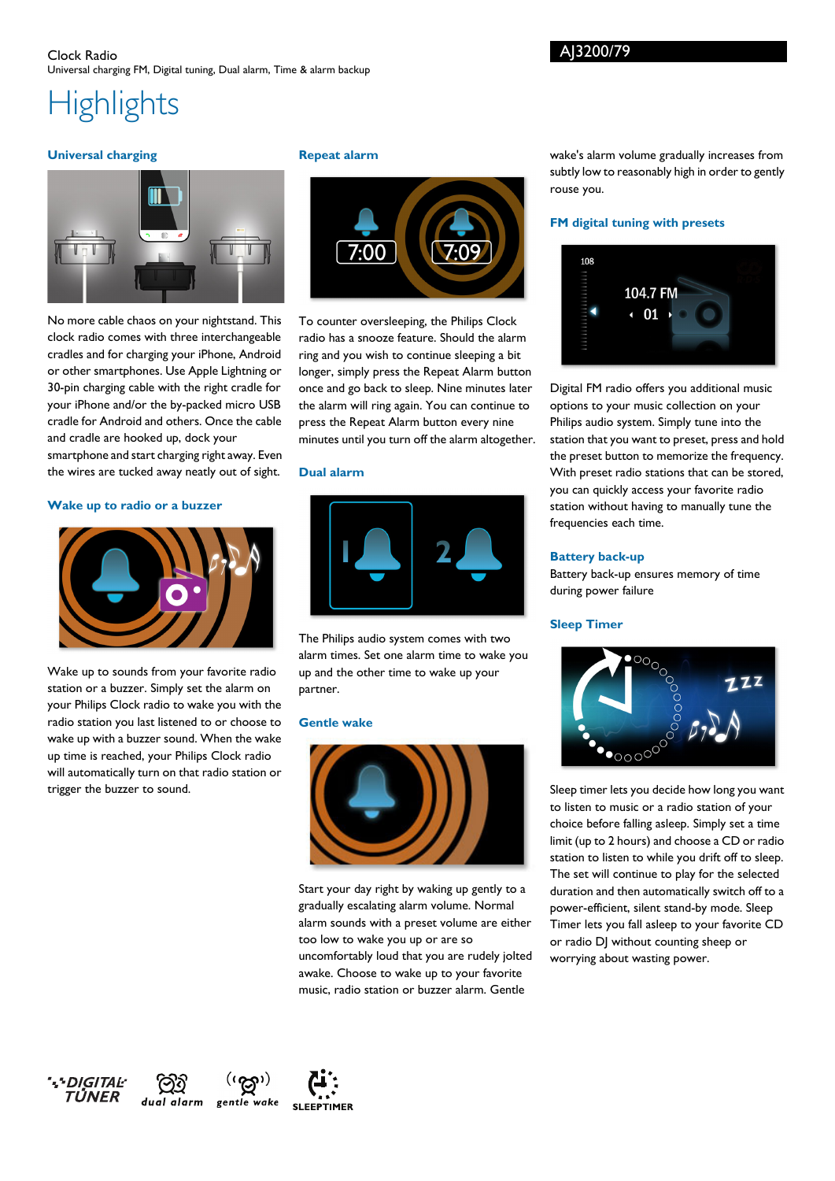Clock Radio

Universal charging FM, Digital tuning, Dual alarm, Time & alarm backup

AJ3200/79

# Highlights

### Universal charging

No more cable chaos on your nightstand. This clock radio comes with three interchangeable cradles and for charging your iPhone, Android or other smartphones. Use Apple Lightning or 30-pin charging cable with the right cradle for your iPhone and/or the by-packed micro USB cradle for Android and others. Once the cable and cradle are hooked up, dock your smartphone and start charging right away. Even the wires are tucked away neatly out of sight.

### Wake up to radio or a buzzer

Wake up to sounds from your favorite radio station or a buzzer. Simply set the alarm on your Philips Clock radio to wake you with the radio station you last listened to or choose to wake up with a buzzer sound. When the wake up time is reached, your Philips Clock radio will automatically turn on that radio station or trigger the buzzer to sound.

### Repeat alarm

To counter oversleeping, the Philips Clock radio has a snooze feature. Should the alarm ring and you wish to continue sleeping a bit longer, simply press the Repeat Alarm button once and go back to sleep. Nine minutes later the alarm will ring again. You can continue to press the Repeat Alarm button every nine minutes until you turn off the alarm altogether.

### Dual alarm

The Philips audio system comes with two alarm times. Set one alarm time to wake you up and the other time to wake up your partner.

### Gentle wake

Start your day right by waking up gently to a gradually escalating alarm volume. Normal alarm sounds with a preset volume are either too low to wake you up or are so uncomfortably loud that you are rudely jolted awake. Choose to wake up to your favorite music, radio station or buzzer alarm. Gentle wake's alarm volume gradually increases from subtly low to reasonably high in order to gently rouse you.

### FM digital tuning with presets

Digital FM radio offers you additional music options to your music collection on your Philips audio system. Simply tune into the station that you want to preset, press and hold the preset button to memorize the frequency. With preset radio stations that can be stored, you can quickly access your favorite radio station without having to manually tune the frequencies each time.

### Battery back-up

Battery back-up ensures memory of time during power failure

### Sleep Timer

Sleep timer lets you decide how long you want to listen to music or a radio station of your choice before falling asleep. Simply set a time limit (up to 2 hours) and choose a CD or radio station to listen to while you drift off to sleep. The set will continue to play for the selected duration and then automatically switch off to a power-efficient, silent stand-by mode. Sleep Timer lets you fall asleep to your favorite CD or radio DJ without counting sheep or worrying about wasting power.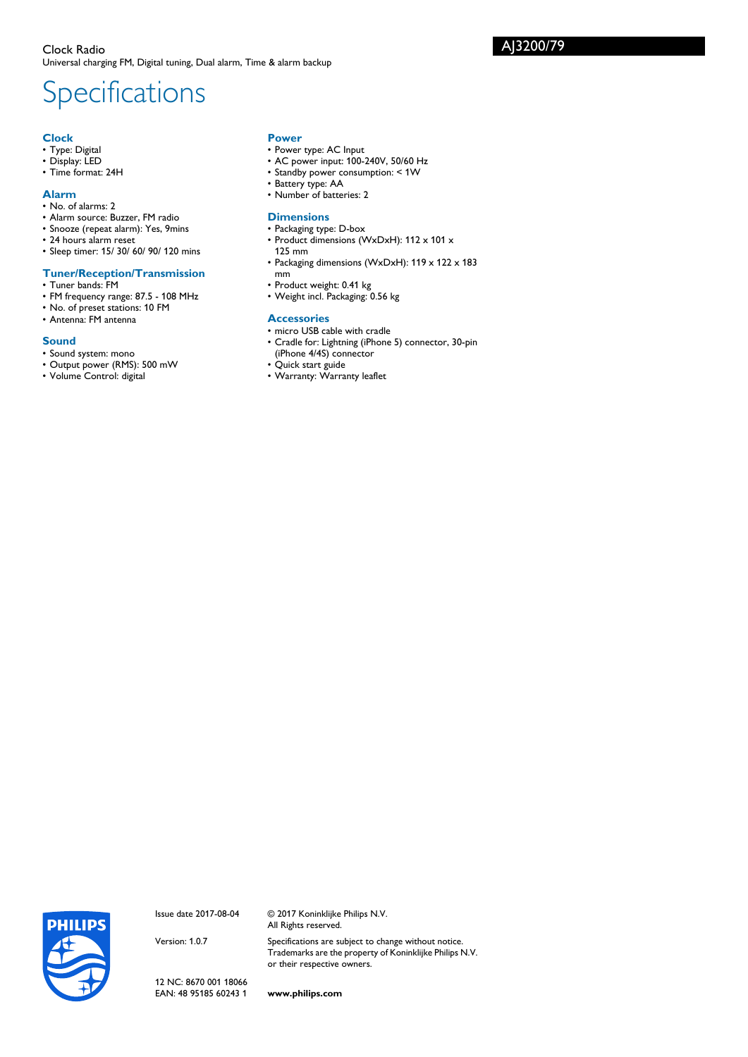Clock Radio

Universal charging FM, Digital tuning, Dual alarm, Time & alarm backup

AJ3200/79

# Specifications

### Clock
- Type: Digital
- Display: LED
- Time format: 24H

### Alarm
- No. of alarms: 2
- Alarm source: Buzzer, FM radio
- Snooze (repeat alarm): Yes, 9mins
- 24 hours alarm reset
- Sleep timer: 15/ 30/ 60/ 90/ 120 mins

### Tuner/Reception/Transmission
- Tuner bands: FM
- FM frequency range: 87.5 - 108 MHz
- No. of preset stations: 10 FM
- Antenna: FM antenna

### Sound
- Sound system: mono
- Output power (RMS): 500 mW
- Volume Control: digital

### Power
- Power type: AC Input
- AC power input: 100-240V, 50/60 Hz
- Standby power consumption: < 1W
- Battery type: AA
- Number of batteries: 2

### Dimensions
- Packaging type: D-box
- Product dimensions (WxDxH): 112 x 101 x 125 mm
- Packaging dimensions (WxDxH): 119 x 122 x 183 mm
- Product weight: 0.41 kg
- Weight incl. Packaging: 0.56 kg

### Accessories
- micro USB cable with cradle
- Cradle for: Lightning (iPhone 5) connector, 30-pin (iPhone 4/4S) connector
- Quick start guide
- Warranty: Warranty leaflet

Issue date 2017-08-04

Version: 1.0.7

12 NC: 8670 001 18066
EAN: 48 95185 60243 1

© 2017 Koninklijke Philips N.V.
All Rights reserved.

Specifications are subject to change without notice. Trademarks are the property of Koninklijke Philips N.V. or their respective owners.

**www.philips.com**